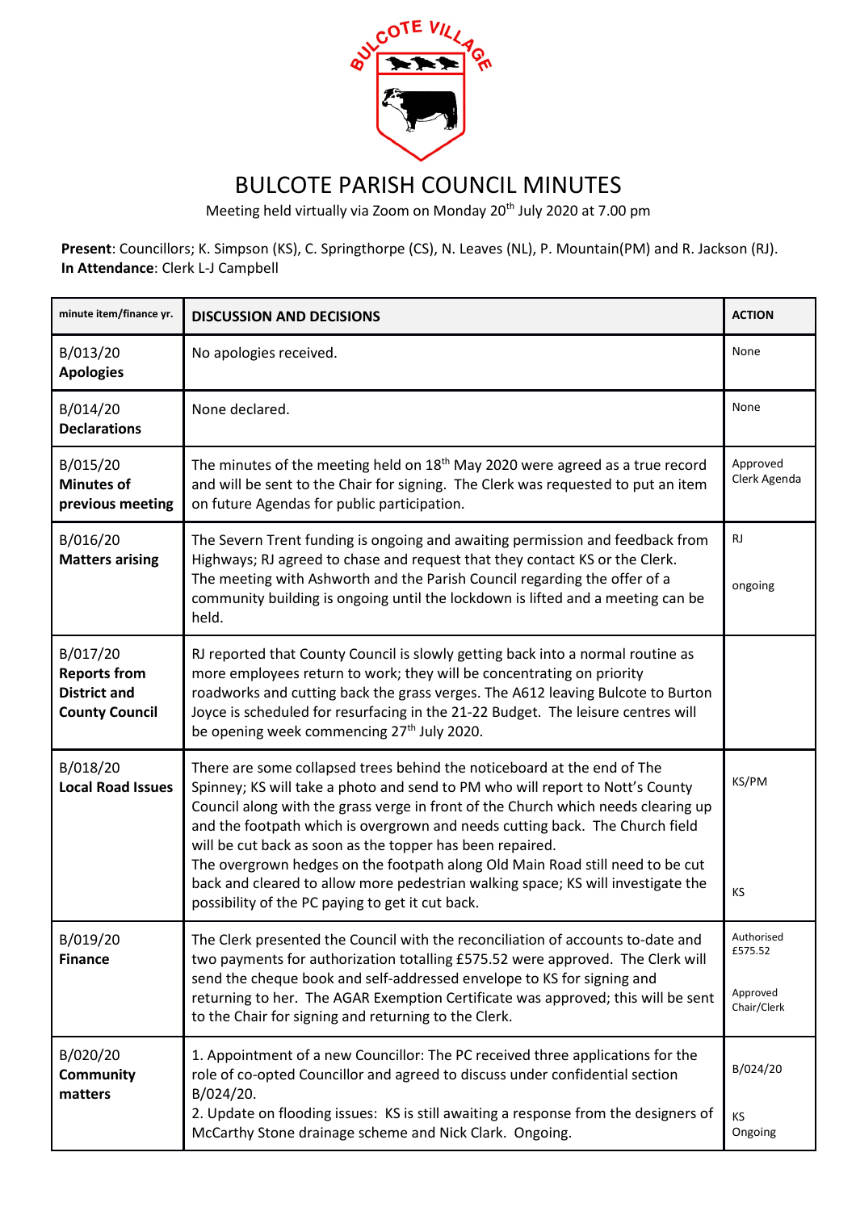# BULCOTE PARISH COUNCIL MINUTES

Meeting held virtually via Zoom on Monday 20th July 2020 at 7.00 pm

**Present**: Councillors; K. Simpson (KS), C. Springthorpe (CS), N. Leaves (NL), P. Mountain(PM) and R. Jackson (RJ).
**In Attendance**: Clerk L-J Campbell

| minute item/finance yr. | DISCUSSION AND DECISIONS | ACTION |
|---|---|---|
| B/013/20 **Apologies** | No apologies received. | None |
| B/014/20 **Declarations** | None declared. | None |
| B/015/20 **Minutes of previous meeting** | The minutes of the meeting held on 18th May 2020 were agreed as a true record and will be sent to the Chair for signing. The Clerk was requested to put an item on future Agendas for public participation. | Approved Clerk Agenda |
| B/016/20 **Matters arising** | The Severn Trent funding is ongoing and awaiting permission and feedback from Highways; RJ agreed to chase and request that they contact KS or the Clerk. The meeting with Ashworth and the Parish Council regarding the offer of a community building is ongoing until the lockdown is lifted and a meeting can be held. | RJ<br><br>ongoing |
| B/017/20 **Reports from District and County Council** | RJ reported that County Council is slowly getting back into a normal routine as more employees return to work; they will be concentrating on priority roadworks and cutting back the grass verges. The A612 leaving Bulcote to Burton Joyce is scheduled for resurfacing in the 21-22 Budget. The leisure centres will be opening week commencing 27th July 2020. | |
| B/018/20 **Local Road Issues** | There are some collapsed trees behind the noticeboard at the end of The Spinney; KS will take a photo and send to PM who will report to Nott's County Council along with the grass verge in front of the Church which needs clearing up and the footpath which is overgrown and needs cutting back. The Church field will be cut back as soon as the topper has been repaired.<br>The overgrown hedges on the footpath along Old Main Road still need to be cut back and cleared to allow more pedestrian walking space; KS will investigate the possibility of the PC paying to get it cut back. | KS/PM<br><br>KS |
| B/019/20 **Finance** | The Clerk presented the Council with the reconciliation of accounts to-date and two payments for authorization totalling £575.52 were approved. The Clerk will send the cheque book and self-addressed envelope to KS for signing and returning to her. The AGAR Exemption Certificate was approved; this will be sent to the Chair for signing and returning to the Clerk. | Authorised £575.52<br><br>Approved Chair/Clerk |
| B/020/20 **Community matters** | 1. Appointment of a new Councillor: The PC received three applications for the role of co-opted Councillor and agreed to discuss under confidential section B/024/20.<br>2. Update on flooding issues: KS is still awaiting a response from the designers of McCarthy Stone drainage scheme and Nick Clark. Ongoing. | B/024/20<br><br>KS Ongoing |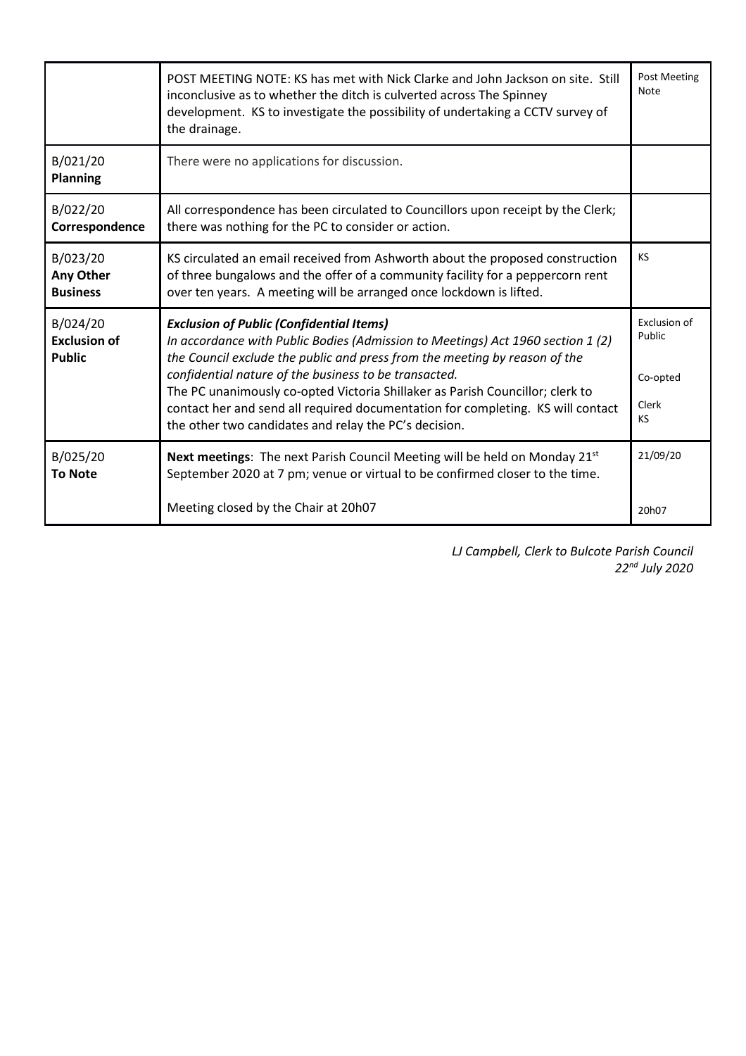| | | |
|---|---|---|
| | POST MEETING NOTE: KS has met with Nick Clarke and John Jackson on site. Still inconclusive as to whether the ditch is culverted across The Spinney development. KS to investigate the possibility of undertaking a CCTV survey of the drainage. | Post Meeting Note |
| B/021/20 **Planning** | There were no applications for discussion. | |
| B/022/20 **Correspondence** | All correspondence has been circulated to Councillors upon receipt by the Clerk; there was nothing for the PC to consider or action. | |
| B/023/20 **Any Other Business** | KS circulated an email received from Ashworth about the proposed construction of three bungalows and the offer of a community facility for a peppercorn rent over ten years. A meeting will be arranged once lockdown is lifted. | KS |
| B/024/20 **Exclusion of Public** | ***Exclusion of Public (Confidential Items)*** *In accordance with Public Bodies (Admission to Meetings) Act 1960 section 1 (2) the Council exclude the public and press from the meeting by reason of the confidential nature of the business to be transacted.* The PC unanimously co-opted Victoria Shillaker as Parish Councillor; clerk to contact her and send all required documentation for completing. KS will contact the other two candidates and relay the PC's decision. | Exclusion of Public<br>Co-opted<br>Clerk<br>KS |
| B/025/20 **To Note** | **Next meetings**: The next Parish Council Meeting will be held on Monday 21st September 2020 at 7 pm; venue or virtual to be confirmed closer to the time.<br><br>Meeting closed by the Chair at 20h07 | 21/09/20<br><br>20h07 |

*LJ Campbell, Clerk to Bulcote Parish Council*
*22nd July 2020*